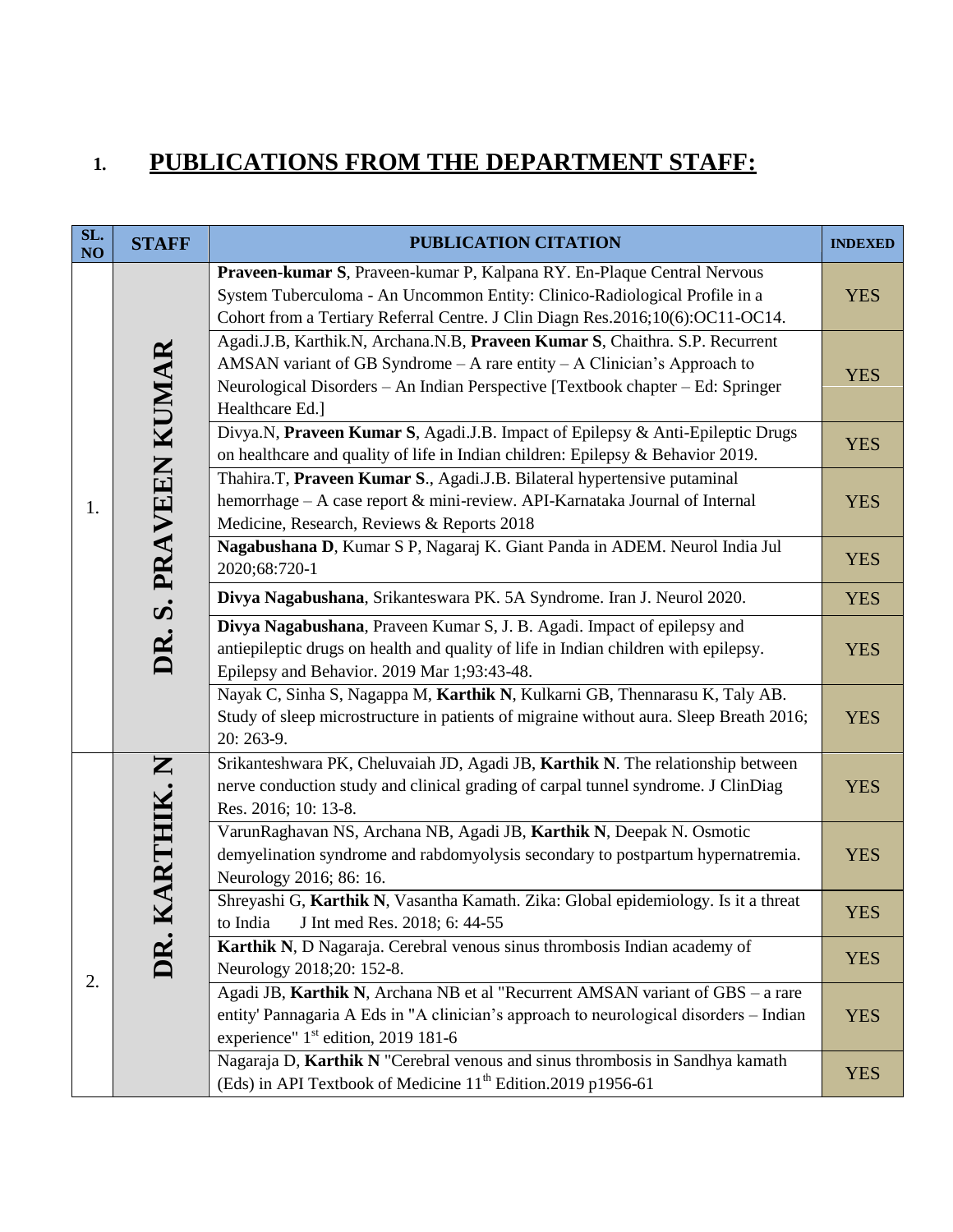## 1. PUBLICATIONS FROM THE DEPARTMENT STAFF:

| SL. NO | STAFF | PUBLICATION CITATION | INDEXED |
|---|---|---|---|
| 1. | DR. S. PRAVEEN KUMAR | **Praveen-kumar S**, Praveen-kumar P, Kalpana RY. En-Plaque Central Nervous System Tuberculoma - An Uncommon Entity: Clinico-Radiological Profile in a Cohort from a Tertiary Referral Centre. J Clin Diagn Res.2016;10(6):OC11-OC14. | YES |
| | | Agadi.J.B, Karthik.N, Archana.N.B, **Praveen Kumar S**, Chaithra. S.P. Recurrent AMSAN variant of GB Syndrome – A rare entity – A Clinician's Approach to Neurological Disorders – An Indian Perspective [Textbook chapter – Ed: Springer Healthcare Ed.] | YES |
| | | Divya.N, **Praveen Kumar S**, Agadi.J.B. Impact of Epilepsy & Anti-Epileptic Drugs on healthcare and quality of life in Indian children: Epilepsy & Behavior 2019. | YES |
| | | Thahira.T, **Praveen Kumar S**., Agadi.J.B. Bilateral hypertensive putaminal hemorrhage – A case report & mini-review. API-Karnataka Journal of Internal Medicine, Research, Reviews & Reports 2018 | YES |
| | | **Nagabushana D**, Kumar S P, Nagaraj K. Giant Panda in ADEM. Neurol India Jul 2020;68:720-1 | YES |
| | | **Divya Nagabushana**, Srikanteswara PK. 5A Syndrome. Iran J. Neurol 2020. | YES |
| | | **Divya Nagabushana**, Praveen Kumar S, J. B. Agadi. Impact of epilepsy and antiepileptic drugs on health and quality of life in Indian children with epilepsy. Epilepsy and Behavior. 2019 Mar 1;93:43-48. | YES |
| 2. | DR. KARTHIK. N | Nayak C, Sinha S, Nagappa M, **Karthik N**, Kulkarni GB, Thennarasu K, Taly AB. Study of sleep microstructure in patients of migraine without aura. Sleep Breath 2016; 20: 263-9. | YES |
| | | Srikanteshwara PK, Cheluvaiah JD, Agadi JB, **Karthik N**. The relationship between nerve conduction study and clinical grading of carpal tunnel syndrome. J ClinDiag Res. 2016; 10: 13-8. | YES |
| | | VarunRaghavan NS, Archana NB, Agadi JB, **Karthik N**, Deepak N. Osmotic demyelination syndrome and rabdomyolysis secondary to postpartum hypernatremia. Neurology 2016; 86: 16. | YES |
| | | Shreyashi G, **Karthik N**, Vasantha Kamath. Zika: Global epidemiology. Is it a threat to India J Int med Res. 2018; 6: 44-55 | YES |
| | | **Karthik N**, D Nagaraja. Cerebral venous sinus thrombosis Indian academy of Neurology 2018;20: 152-8. | YES |
| | | Agadi JB, **Karthik N**, Archana NB et al "Recurrent AMSAN variant of GBS – a rare entity' Pannagaria A Eds in "A clinician's approach to neurological disorders – Indian experience" 1st edition, 2019 181-6 | YES |
| | | Nagaraja D, **Karthik N** "Cerebral venous and sinus thrombosis in Sandhya kamath (Eds) in API Textbook of Medicine 11th Edition.2019 p1956-61 | YES |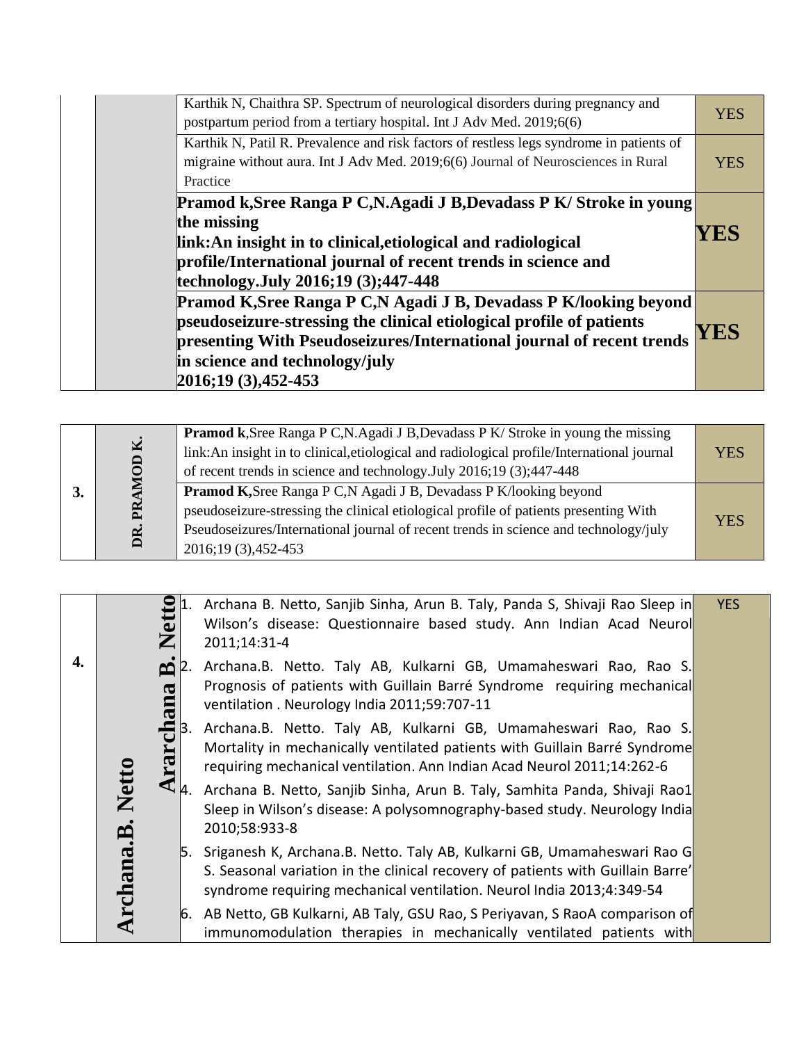| | | | |
|---|---|---|---|
| | | Karthik N, Chaithra SP. Spectrum of neurological disorders during pregnancy and postpartum period from a tertiary hospital. Int J Adv Med. 2019;6(6) | YES |
| | | Karthik N, Patil R. Prevalence and risk factors of restless legs syndrome in patients of migraine without aura. Int J Adv Med. 2019;6(6) Journal of Neurosciences in Rural Practice | YES |
| | | **Pramod k,Sree Ranga P C,N.Agadi J B,Devadass P K/ Stroke in young the missing link:An insight in to clinical,etiological and radiological profile/International journal of recent trends in science and technology.July 2016;19 (3);447-448** | **YES** |
| | | **Pramod K,Sree Ranga P C,N Agadi J B, Devadass P K/looking beyond pseudoseizure-stressing the clinical etiological profile of patients presenting With Pseudoseizures/International journal of recent trends in science and technology/july 2016;19 (3),452-453** | **YES** |

| | | | |
|---|---|---|---|
| **3.** | **DR. PRAMOD K.** | **Pramod k**,Sree Ranga P C,N.Agadi J B,Devadass P K/ Stroke in young the missing link:An insight in to clinical,etiological and radiological profile/International journal of recent trends in science and technology.July 2016;19 (3);447-448 | YES |
| | | **Pramod K,**Sree Ranga P C,N Agadi J B, Devadass P K/looking beyond pseudoseizure-stressing the clinical etiological profile of patients presenting With Pseudoseizures/International journal of recent trends in science and technology/july 2016;19 (3),452-453 | YES |

| | | | | |
|---|---|---|---|---|
| **4.** | **Archana.B. Netto** | **Ararchana B. Netto** | 1. Archana B. Netto, Sanjib Sinha, Arun B. Taly, Panda S, Shivaji Rao Sleep in Wilson's disease: Questionnaire based study. Ann Indian Acad Neurol 2011;14:31-4<br>2. Archana.B. Netto. Taly AB, Kulkarni GB, Umamaheswari Rao, Rao S. Prognosis of patients with Guillain Barré Syndrome requiring mechanical ventilation . Neurology India 2011;59:707-11<br>3. Archana.B. Netto. Taly AB, Kulkarni GB, Umamaheswari Rao, Rao S. Mortality in mechanically ventilated patients with Guillain Barré Syndrome requiring mechanical ventilation. Ann Indian Acad Neurol 2011;14:262-6<br>4. Archana B. Netto, Sanjib Sinha, Arun B. Taly, Samhita Panda, Shivaji Rao1 Sleep in Wilson's disease: A polysomnography-based study. Neurology India 2010;58:933-8<br>5. Sriganesh K, Archana.B. Netto. Taly AB, Kulkarni GB, Umamaheswari Rao G S. Seasonal variation in the clinical recovery of patients with Guillain Barre' syndrome requiring mechanical ventilation. Neurol India 2013;4:349-54<br>6. AB Netto, GB Kulkarni, AB Taly, GSU Rao, S Periyavan, S RaoA comparison of immunomodulation therapies in mechanically ventilated patients with | YES |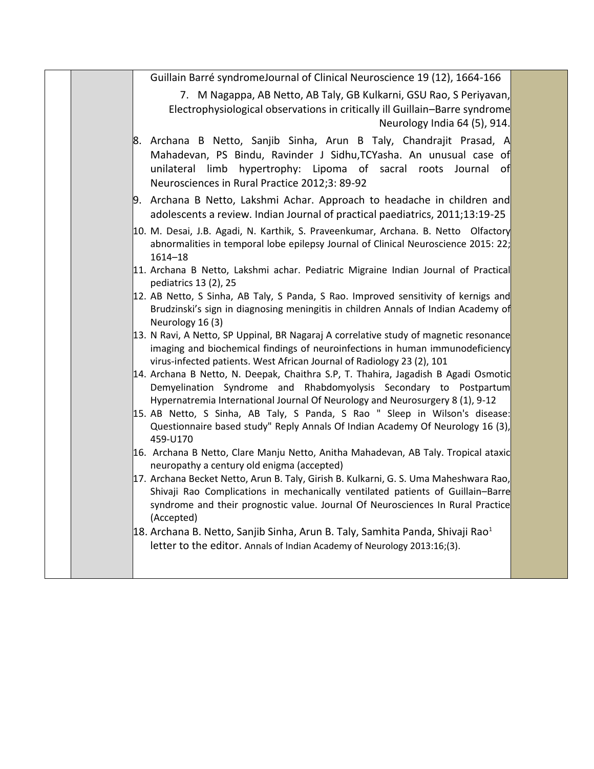Guillain Barré syndromeJournal of Clinical Neuroscience 19 (12), 1664-166

7. M Nagappa, AB Netto, AB Taly, GB Kulkarni, GSU Rao, S Periyavan, Electrophysiological observations in critically ill Guillain–Barre syndrome Neurology India 64 (5), 914.
8. Archana B Netto, Sanjib Sinha, Arun B Taly, Chandrajit Prasad, A Mahadevan, PS Bindu, Ravinder J Sidhu,TCYasha. An unusual case of unilateral limb hypertrophy: Lipoma of sacral roots Journal of Neurosciences in Rural Practice 2012;3: 89-92
9. Archana B Netto, Lakshmi Achar. Approach to headache in children and adolescents a review. Indian Journal of practical paediatrics, 2011;13:19-25
10. M. Desai, J.B. Agadi, N. Karthik, S. Praveenkumar, Archana. B. Netto Olfactory abnormalities in temporal lobe epilepsy Journal of Clinical Neuroscience 2015: 22; 1614–18
11. Archana B Netto, Lakshmi achar. Pediatric Migraine Indian Journal of Practical pediatrics 13 (2), 25
12. AB Netto, S Sinha, AB Taly, S Panda, S Rao. Improved sensitivity of kernigs and Brudzinski's sign in diagnosing meningitis in children Annals of Indian Academy of Neurology 16 (3)
13. N Ravi, A Netto, SP Uppinal, BR Nagaraj A correlative study of magnetic resonance imaging and biochemical findings of neuroinfections in human immunodeficiency virus-infected patients. West African Journal of Radiology 23 (2), 101
14. Archana B Netto, N. Deepak, Chaithra S.P, T. Thahira, Jagadish B Agadi Osmotic Demyelination Syndrome and Rhabdomyolysis Secondary to Postpartum Hypernatremia International Journal Of Neurology and Neurosurgery 8 (1), 9-12
15. AB Netto, S Sinha, AB Taly, S Panda, S Rao " Sleep in Wilson's disease: Questionnaire based study" Reply Annals Of Indian Academy Of Neurology 16 (3), 459-U170
16. Archana B Netto, Clare Manju Netto, Anitha Mahadevan, AB Taly. Tropical ataxic neuropathy a century old enigma (accepted)
17. Archana Becket Netto, Arun B. Taly, Girish B. Kulkarni, G. S. Uma Maheshwara Rao, Shivaji Rao Complications in mechanically ventilated patients of Guillain–Barre syndrome and their prognostic value. Journal Of Neurosciences In Rural Practice (Accepted)
18. Archana B. Netto, Sanjib Sinha, Arun B. Taly, Samhita Panda, Shivaji Rao[1] letter to the editor. Annals of Indian Academy of Neurology 2013:16;(3).